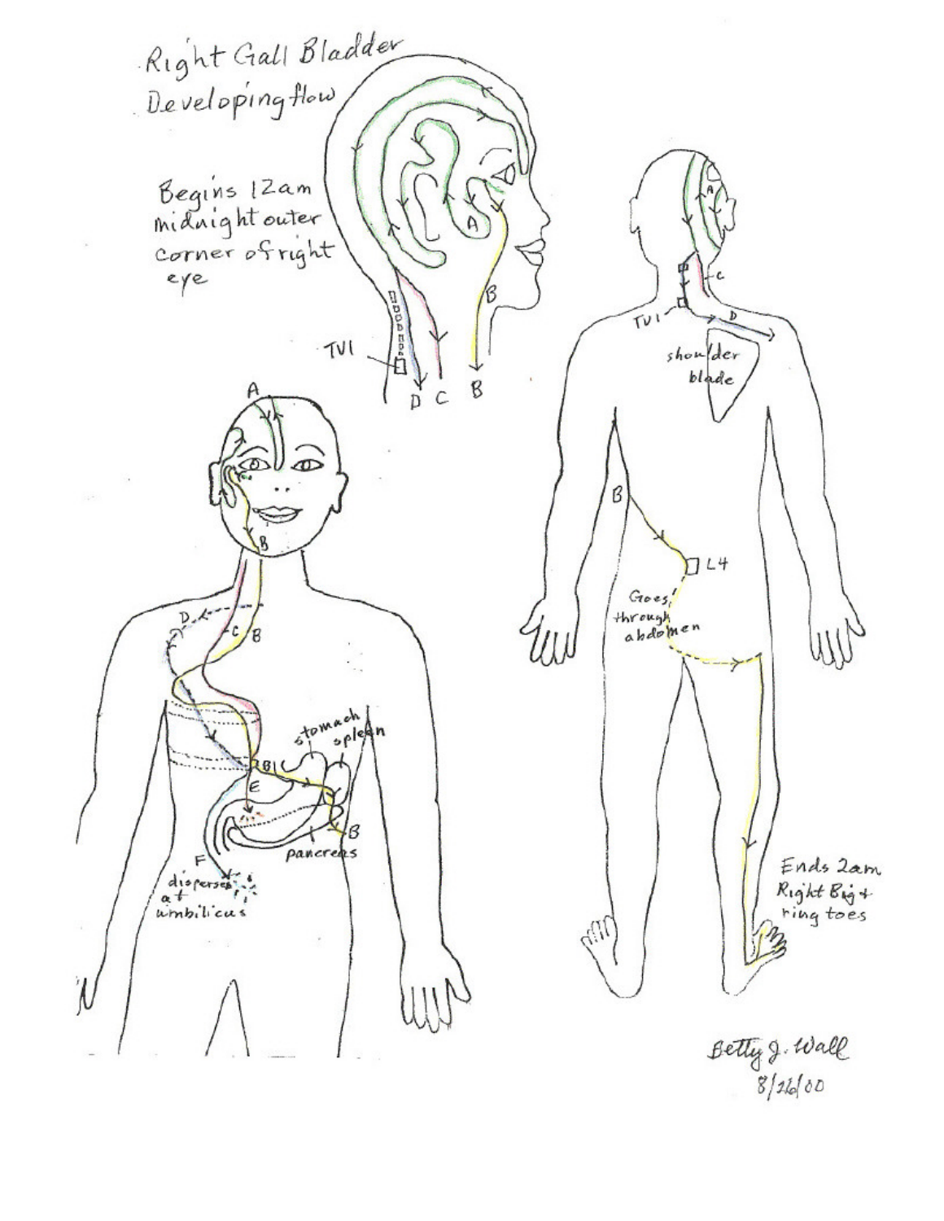# Right Gall Bladder Developing flow

Begins 12am midnight outer corner of right eye

TV1

A

B

C

D

E

F

BI

stomach

spleen

pancreas

disperses at umbilicus

shoulder blade

L4

Goes through abdomen

Ends 2am Right Big + ring toes

Betty J. Wall
8/26/00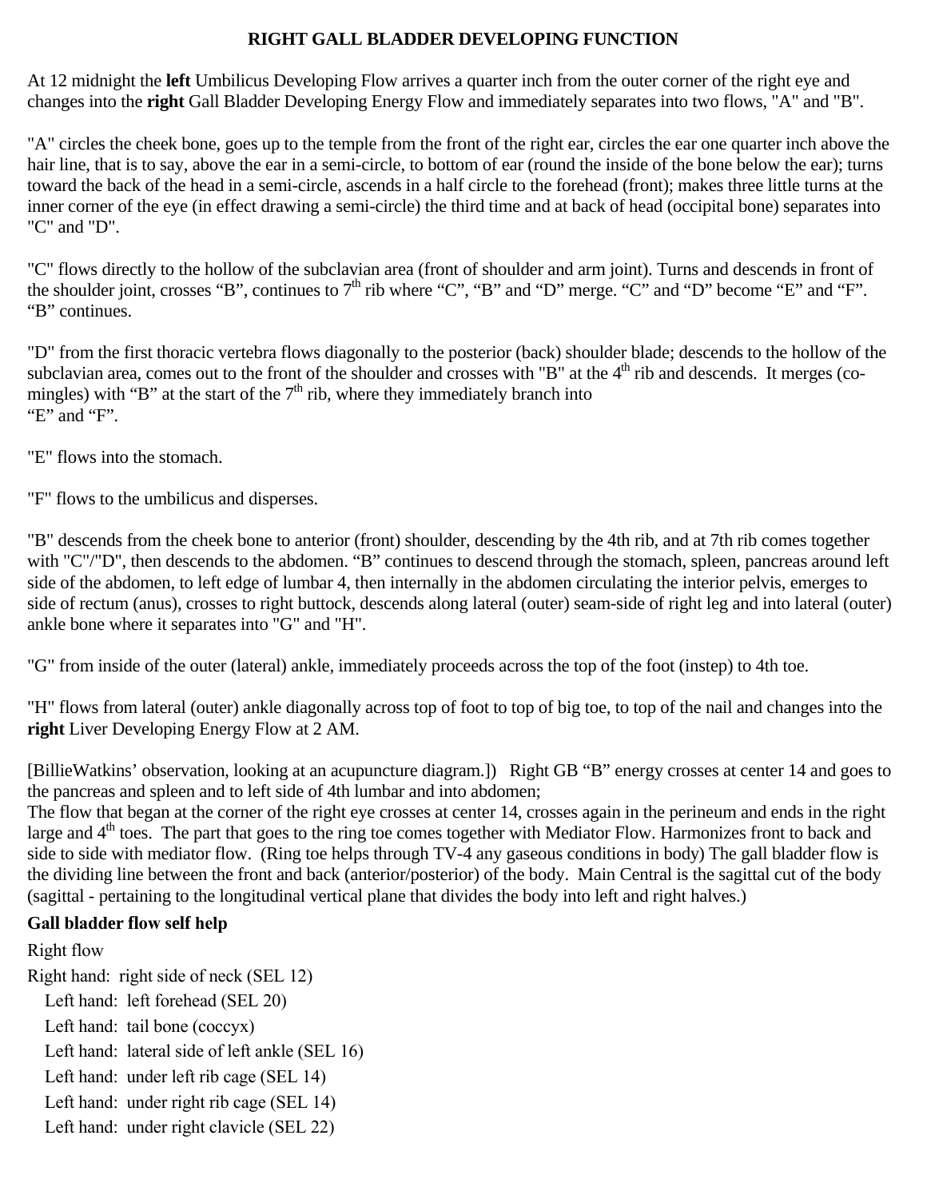## RIGHT GALL BLADDER DEVELOPING FUNCTION

At 12 midnight the **left** Umbilicus Developing Flow arrives a quarter inch from the outer corner of the right eye and changes into the **right** Gall Bladder Developing Energy Flow and immediately separates into two flows, "A" and "B".

"A" circles the cheek bone, goes up to the temple from the front of the right ear, circles the ear one quarter inch above the hair line, that is to say, above the ear in a semi-circle, to bottom of ear (round the inside of the bone below the ear); turns toward the back of the head in a semi-circle, ascends in a half circle to the forehead (front); makes three little turns at the inner corner of the eye (in effect drawing a semi-circle) the third time and at back of head (occipital bone) separates into "C" and "D".

"C" flows directly to the hollow of the subclavian area (front of shoulder and arm joint). Turns and descends in front of the shoulder joint, crosses "B", continues to 7th rib where "C", "B" and "D" merge. "C" and "D" become "E" and "F". "B" continues.

"D" from the first thoracic vertebra flows diagonally to the posterior (back) shoulder blade; descends to the hollow of the subclavian area, comes out to the front of the shoulder and crosses with "B" at the 4th rib and descends. It merges (co-mingles) with "B" at the start of the 7th rib, where they immediately branch into "E" and "F".

"E" flows into the stomach.

"F" flows to the umbilicus and disperses.

"B" descends from the cheek bone to anterior (front) shoulder, descending by the 4th rib, and at 7th rib comes together with "C"/"D", then descends to the abdomen. "B" continues to descend through the stomach, spleen, pancreas around left side of the abdomen, to left edge of lumbar 4, then internally in the abdomen circulating the interior pelvis, emerges to side of rectum (anus), crosses to right buttock, descends along lateral (outer) seam-side of right leg and into lateral (outer) ankle bone where it separates into "G" and "H".

"G" from inside of the outer (lateral) ankle, immediately proceeds across the top of the foot (instep) to 4th toe.

"H" flows from lateral (outer) ankle diagonally across top of foot to top of big toe, to top of the nail and changes into the **right** Liver Developing Energy Flow at 2 AM.

[BillieWatkins' observation, looking at an acupuncture diagram.]) Right GB "B" energy crosses at center 14 and goes to the pancreas and spleen and to left side of 4th lumbar and into abdomen;
The flow that began at the corner of the right eye crosses at center 14, crosses again in the perineum and ends in the right large and 4th toes. The part that goes to the ring toe comes together with Mediator Flow. Harmonizes front to back and side to side with mediator flow. (Ring toe helps through TV-4 any gaseous conditions in body) The gall bladder flow is the dividing line between the front and back (anterior/posterior) of the body. Main Central is the sagittal cut of the body (sagittal - pertaining to the longitudinal vertical plane that divides the body into left and right halves.)

**Gall bladder flow self help**

Right flow

Right hand: right side of neck (SEL 12)
- Left hand: left forehead (SEL 20)
- Left hand: tail bone (coccyx)
- Left hand: lateral side of left ankle (SEL 16)
- Left hand: under left rib cage (SEL 14)
- Left hand: under right rib cage (SEL 14)
- Left hand: under right clavicle (SEL 22)